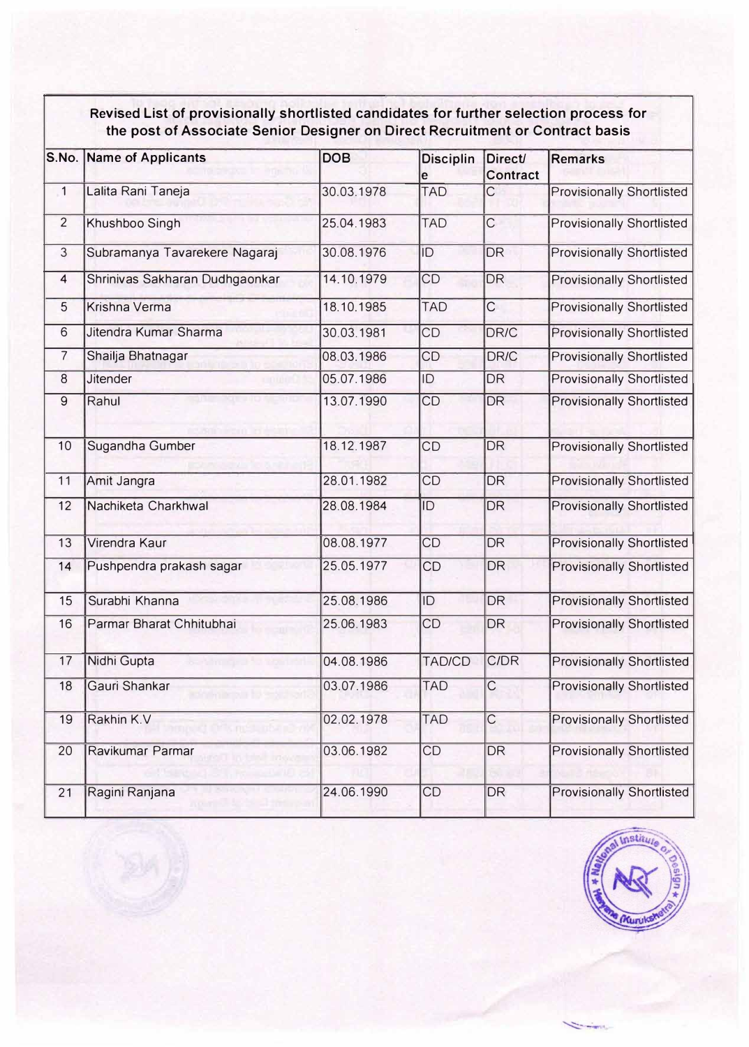## Revised List of provisionally shortlisted candidates for further selection process for the post of Associate Senior Designer on Direct Recruitment or Contract basis

| S.No. | Name of Applicants | DOB | Discipline | Direct/ Contract | Remarks |
|---|---|---|---|---|---|
| 1 | Lalita Rani Taneja | 30.03.1978 | TAD | C | Provisionally Shortlisted |
| 2 | Khushboo Singh | 25.04.1983 | TAD | C | Provisionally Shortlisted |
| 3 | Subramanya Tavarekere Nagaraj | 30.08.1976 | ID | DR | Provisionally Shortlisted |
| 4 | Shrinivas Sakharan Dudhgaonkar | 14.10.1979 | CD | DR | Provisionally Shortlisted |
| 5 | Krishna Verma | 18.10.1985 | TAD | C | Provisionally Shortlisted |
| 6 | Jitendra Kumar Sharma | 30.03.1981 | CD | DR/C | Provisionally Shortlisted |
| 7 | Shailja Bhatnagar | 08.03.1986 | CD | DR/C | Provisionally Shortlisted |
| 8 | Jitender | 05.07.1986 | ID | DR | Provisionally Shortlisted |
| 9 | Rahul | 13.07.1990 | CD | DR | Provisionally Shortlisted |
| 10 | Sugandha Gumber | 18.12.1987 | CD | DR | Provisionally Shortlisted |
| 11 | Amit Jangra | 28.01.1982 | CD | DR | Provisionally Shortlisted |
| 12 | Nachiketa Charkhwal | 28.08.1984 | ID | DR | Provisionally Shortlisted |
| 13 | Virendra Kaur | 08.08.1977 | CD | DR | Provisionally Shortlisted |
| 14 | Pushpendra prakash sagar | 25.05.1977 | CD | DR | Provisionally Shortlisted |
| 15 | Surabhi Khanna | 25.08.1986 | ID | DR | Provisionally Shortlisted |
| 16 | Parmar Bharat Chhitubhai | 25.06.1983 | CD | DR | Provisionally Shortlisted |
| 17 | Nidhi Gupta | 04.08.1986 | TAD/CD | C/DR | Provisionally Shortlisted |
| 18 | Gauri Shankar | 03.07.1986 | TAD | C | Provisionally Shortlisted |
| 19 | Rakhin K.V | 02.02.1978 | TAD | C | Provisionally Shortlisted |
| 20 | Ravikumar Parmar | 03.06.1982 | CD | DR | Provisionally Shortlisted |
| 21 | Ragini Ranjana | 24.06.1990 | CD | DR | Provisionally Shortlisted |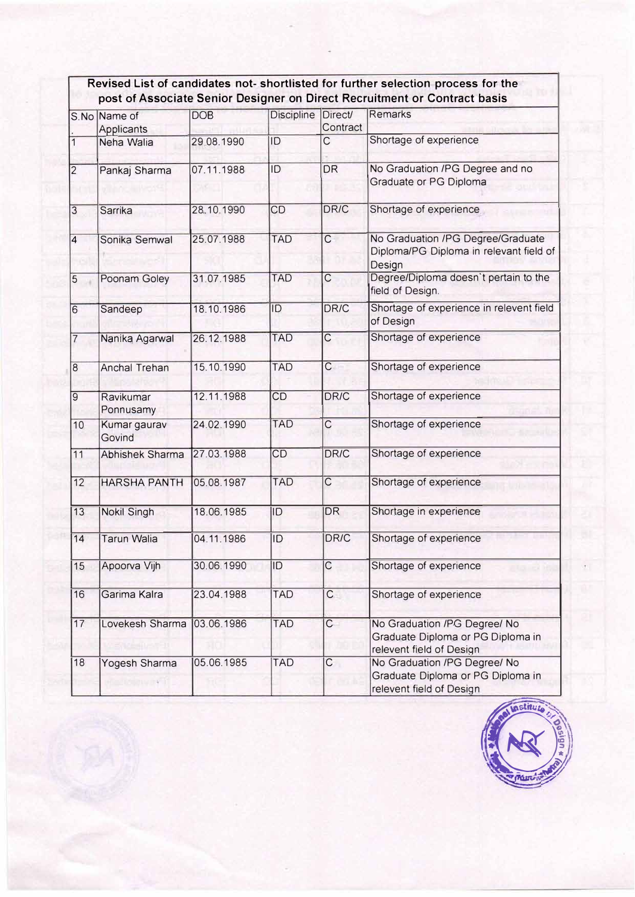**Revised List of candidates not- shortlisted for further selection process for the post of Associate Senior Designer on Direct Recruitment or Contract basis**

| S.No. | Name of Applicants | DOB | Discipline | Direct/ Contract | Remarks |
|---|---|---|---|---|---|
| 1 | Neha Walia | 29.08.1990 | ID | C | Shortage of experience |
| 2 | Pankaj Sharma | 07.11.1988 | ID | DR | No Graduation /PG Degree and no Graduate or PG Diploma |
| 3 | Sarrika | 28.10.1990 | CD | DR/C | Shortage of experience |
| 4 | Sonika Semwal | 25.07.1988 | TAD | C | No Graduation /PG Degree/Graduate Diploma/PG Diploma in relevant field of Design |
| 5 | Poonam Goley | 31.07.1985 | TAD | C | Degree/Diploma doesn`t pertain to the field of Design. |
| 6 | Sandeep | 18.10.1986 | ID | DR/C | Shortage of experience in relevent field of Design |
| 7 | Nanika Agarwal | 26.12.1988 | TAD | C | Shortage of experience |
| 8 | Anchal Trehan | 15.10.1990 | TAD | C | Shortage of experience |
| 9 | Ravikumar Ponnusamy | 12.11.1988 | CD | DR/C | Shortage of experience |
| 10 | Kumar gaurav Govind | 24.02.1990 | TAD | C | Shortage of experience |
| 11 | Abhishek Sharma | 27.03.1988 | CD | DR/C | Shortage of experience |
| 12 | HARSHA PANTH | 05.08.1987 | TAD | C | Shortage of experience |
| 13 | Nokil Singh | 18.06.1985 | ID | DR | Shortage in experience |
| 14 | Tarun Walia | 04.11.1986 | ID | DR/C | Shortage of experience |
| 15 | Apoorva Vijh | 30.06.1990 | ID | C | Shortage of experience |
| 16 | Garima Kalra | 23.04.1988 | TAD | C | Shortage of experience |
| 17 | Lovekesh Sharma | 03.06.1986 | TAD | C | No Graduation /PG Degree/ No Graduate Diploma or PG Diploma in relevent field of Design |
| 18 | Yogesh Sharma | 05.06.1985 | TAD | C | No Graduation /PG Degree/ No Graduate Diploma or PG Diploma in relevent field of Design |